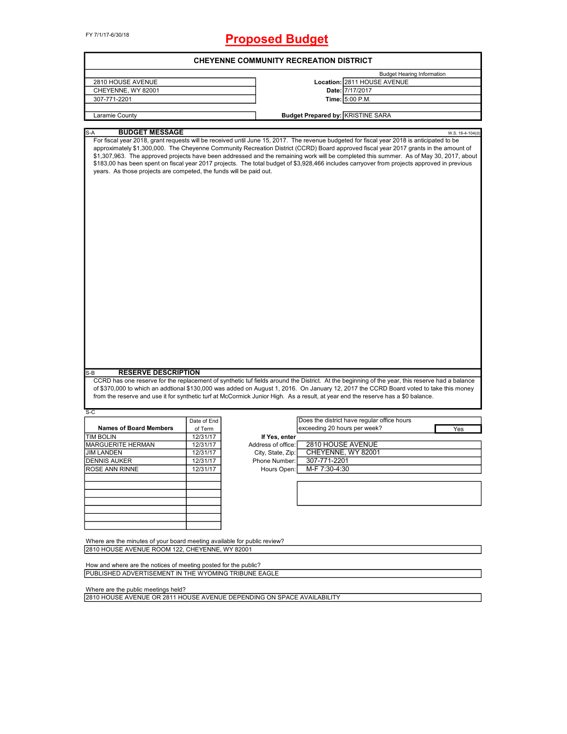FY 7/1/17-6/30/18

# Proposed Budget

## CHEYENNE COMMUNITY RECREATION DISTRICT

| | | |
|---|---|---|
| 2810 HOUSE AVENUE | | Budget Hearing Information |
| CHEYENNE, WY 82001 | **Location:** | 2811 HOUSE AVENUE |
| 307-771-2201 | **Date:** | 7/17/2017 |
| | **Time:** | 5:00 P.M. |
| Laramie County | **Budget Prepared by:** | KRISTINE SARA |

### S-A BUDGET MESSAGE

W.S. 16-4-104(d)

For fiscal year 2018, grant requests will be received until June 15, 2017. The revenue budgeted for fiscal year 2018 is anticipated to be approximately $1,300,000. The Cheyenne Community Recreation District (CCRD) Board approved fiscal year 2017 grants in the amount of $1,307,963. The approved projects have been addressed and the remaining work will be completed this summer. As of May 30, 2017, about $183,00 has been spent on fiscal year 2017 projects. The total budget of $3,928,466 includes carryover from projects approved in previous years. As those projects are competed, the funds will be paid out.

### S-B RESERVE DESCRIPTION

CCRD has one reserve for the replacement of synthetic tuf fields around the District. At the beginning of the year, this reserve had a balance of $370,000 to which an addtional $130,000 was added on August 1, 2016. On January 12, 2017 the CCRD Board voted to take this money from the reserve and use it for synthetic turf at McCormick Junior High. As a result, at year end the reserve has a $0 balance.

### S-C

| Names of Board Members | Date of End of Term |
|---|---|
| TIM BOLIN | 12/31/17 |
| MARGUERITE HERMAN | 12/31/17 |
| JIM LANDEN | 12/31/17 |
| DENNIS AUKER | 12/31/17 |
| ROSE ANN RINNE | 12/31/17 |
| | |
| | |
| | |
| | |
| | |
| | |
| | |

| | |
|---|---|
| Does the district have regular office hours exceeding 20 hours per week? | Yes |
| **If Yes, enter** | |
| Address of office: | 2810 HOUSE AVENUE |
| City, State, Zip: | CHEYENNE, WY 82001 |
| Phone Number: | 307-771-2201 |
| Hours Open: | M-F 7:30-4:30 |

Where are the minutes of your board meeting available for public review?

2810 HOUSE AVENUE ROOM 122, CHEYENNE, WY 82001

How and where are the notices of meeting posted for the public?

PUBLISHED ADVERTISEMENT IN THE WYOMING TRIBUNE EAGLE

Where are the public meetings held?

2810 HOUSE AVENUE OR 2811 HOUSE AVENUE DEPENDING ON SPACE AVAILABILITY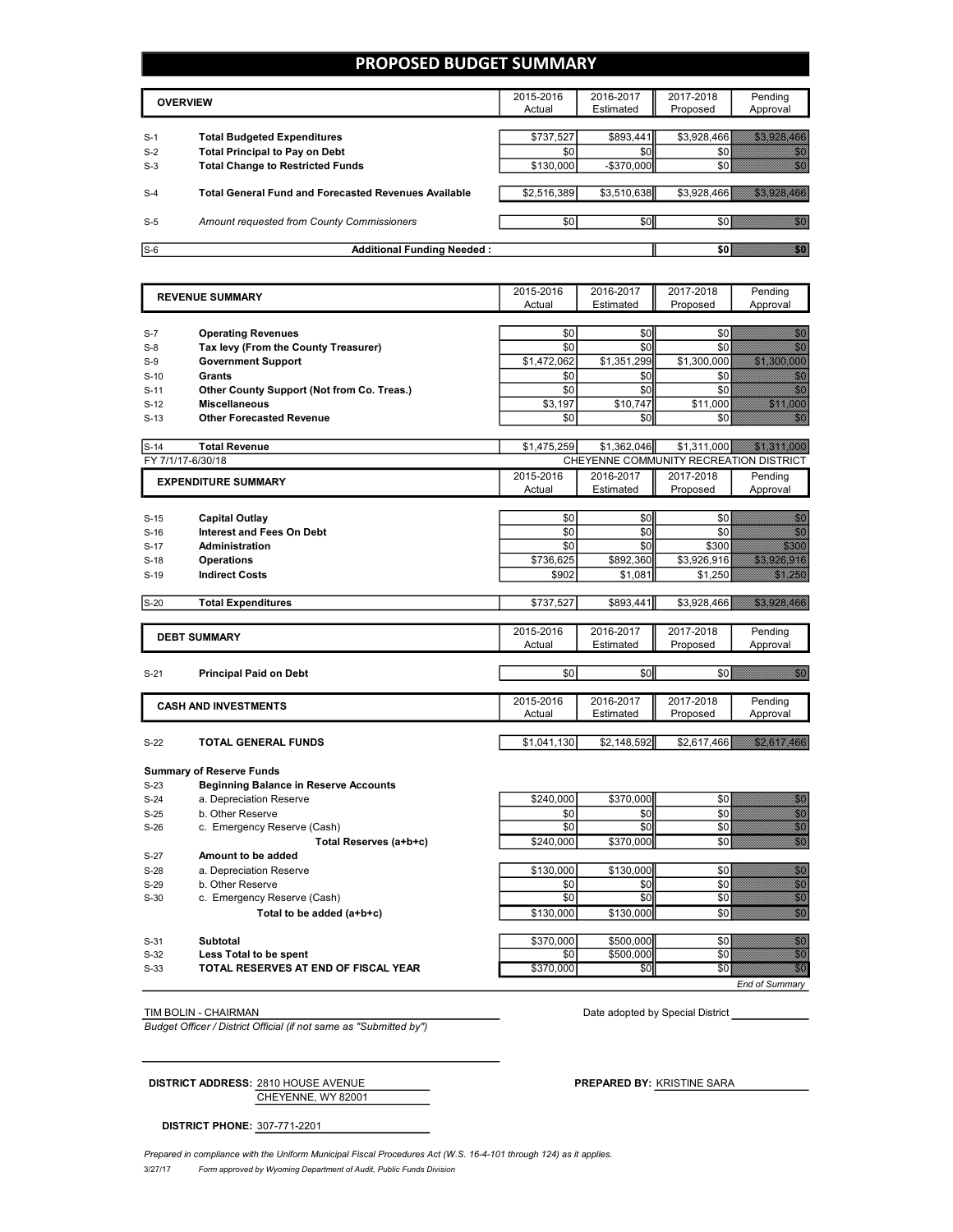# PROPOSED BUDGET SUMMARY

| | OVERVIEW | 2015-2016 Actual | 2016-2017 Estimated | 2017-2018 Proposed | Pending Approval |
|---|---|---|---|---|---|
| S-1 | **Total Budgeted Expenditures** | $737,527 | $893,441 | $3,928,466 | $3,928,466 |
| S-2 | **Total Principal to Pay on Debt** | $0 | $0 | $0 | $0 |
| S-3 | **Total Change to Restricted Funds** | $130,000 | -$370,000 | $0 | $0 |
| S-4 | **Total General Fund and Forecasted Revenues Available** | $2,516,389 | $3,510,638 | $3,928,466 | $3,928,466 |
| S-5 | *Amount requested from County Commissioners* | $0 | $0 | $0 | $0 |
| S-6 | **Additional Funding Needed :** | | | **$0** | $0 |

| | REVENUE SUMMARY | 2015-2016 Actual | 2016-2017 Estimated | 2017-2018 Proposed | Pending Approval |
|---|---|---|---|---|---|
| S-7 | **Operating Revenues** | $0 | $0 | $0 | $0 |
| S-8 | **Tax levy (From the County Treasurer)** | $0 | $0 | $0 | $0 |
| S-9 | **Government Support** | $1,472,062 | $1,351,299 | $1,300,000 | $1,300,000 |
| S-10 | **Grants** | $0 | $0 | $0 | $0 |
| S-11 | **Other County Support (Not from Co. Treas.)** | $0 | $0 | $0 | $0 |
| S-12 | **Miscellaneous** | $3,197 | $10,747 | $11,000 | $11,000 |
| S-13 | **Other Forecasted Revenue** | $0 | $0 | $0 | $0 |
| S-14 | **Total Revenue** | $1,475,259 | $1,362,046 | $1,311,000 | $1,311,000 |

FY 7/1/17-6/30/18 — CHEYENNE COMMUNITY RECREATION DISTRICT

| | EXPENDITURE SUMMARY | 2015-2016 Actual | 2016-2017 Estimated | 2017-2018 Proposed | Pending Approval |
|---|---|---|---|---|---|
| S-15 | **Capital Outlay** | $0 | $0 | $0 | $0 |
| S-16 | **Interest and Fees On Debt** | $0 | $0 | $0 | $0 |
| S-17 | **Administration** | $0 | $0 | $300 | $300 |
| S-18 | **Operations** | $736,625 | $892,360 | $3,926,916 | $3,926,916 |
| S-19 | **Indirect Costs** | $902 | $1,081 | $1,250 | $1,250 |
| S-20 | **Total Expenditures** | $737,527 | $893,441 | $3,928,466 | $3,928,466 |

| | DEBT SUMMARY | 2015-2016 Actual | 2016-2017 Estimated | 2017-2018 Proposed | Pending Approval |
|---|---|---|---|---|---|
| S-21 | **Principal Paid on Debt** | $0 | $0 | $0 | $0 |

| | CASH AND INVESTMENTS | 2015-2016 Actual | 2016-2017 Estimated | 2017-2018 Proposed | Pending Approval |
|---|---|---|---|---|---|
| S-22 | **TOTAL GENERAL FUNDS** | $1,041,130 | $2,148,592 | $2,617,466 | $2,617,466 |
| | **Summary of Reserve Funds** | | | | |
| S-23 | **Beginning Balance in Reserve Accounts** | | | | |
| S-24 | a. Depreciation Reserve | $240,000 | $370,000 | $0 | $0 |
| S-25 | b. Other Reserve | $0 | $0 | $0 | $0 |
| S-26 | c. Emergency Reserve (Cash) | $0 | $0 | $0 | $0 |
| | **Total Reserves (a+b+c)** | $240,000 | $370,000 | $0 | $0 |
| S-27 | **Amount to be added** | | | | |
| S-28 | a. Depreciation Reserve | $130,000 | $130,000 | $0 | $0 |
| S-29 | b. Other Reserve | $0 | $0 | $0 | $0 |
| S-30 | c. Emergency Reserve (Cash) | $0 | $0 | $0 | $0 |
| | **Total to be added (a+b+c)** | $130,000 | $130,000 | $0 | $0 |
| S-31 | **Subtotal** | $370,000 | $500,000 | $0 | $0 |
| S-32 | **Less Total to be spent** | $0 | $500,000 | $0 | $0 |
| S-33 | **TOTAL RESERVES AT END OF FISCAL YEAR** | $370,000 | $0 | $0 | $0 |

*End of Summary*

TIM BOLIN - CHAIRMAN

*Budget Officer / District Official (if not same as "Submitted by")*

Date adopted by Special District \_\_\_\_\_\_\_\_\_\_

**DISTRICT ADDRESS:** 2810 HOUSE AVENUE
CHEYENNE, WY 82001

**PREPARED BY:** KRISTINE SARA

**DISTRICT PHONE:** 307-771-2201

*Prepared in compliance with the Uniform Municipal Fiscal Procedures Act (W.S. 16-4-101 through 124) as it applies.*

3/27/17 *Form approved by Wyoming Department of Audit, Public Funds Division*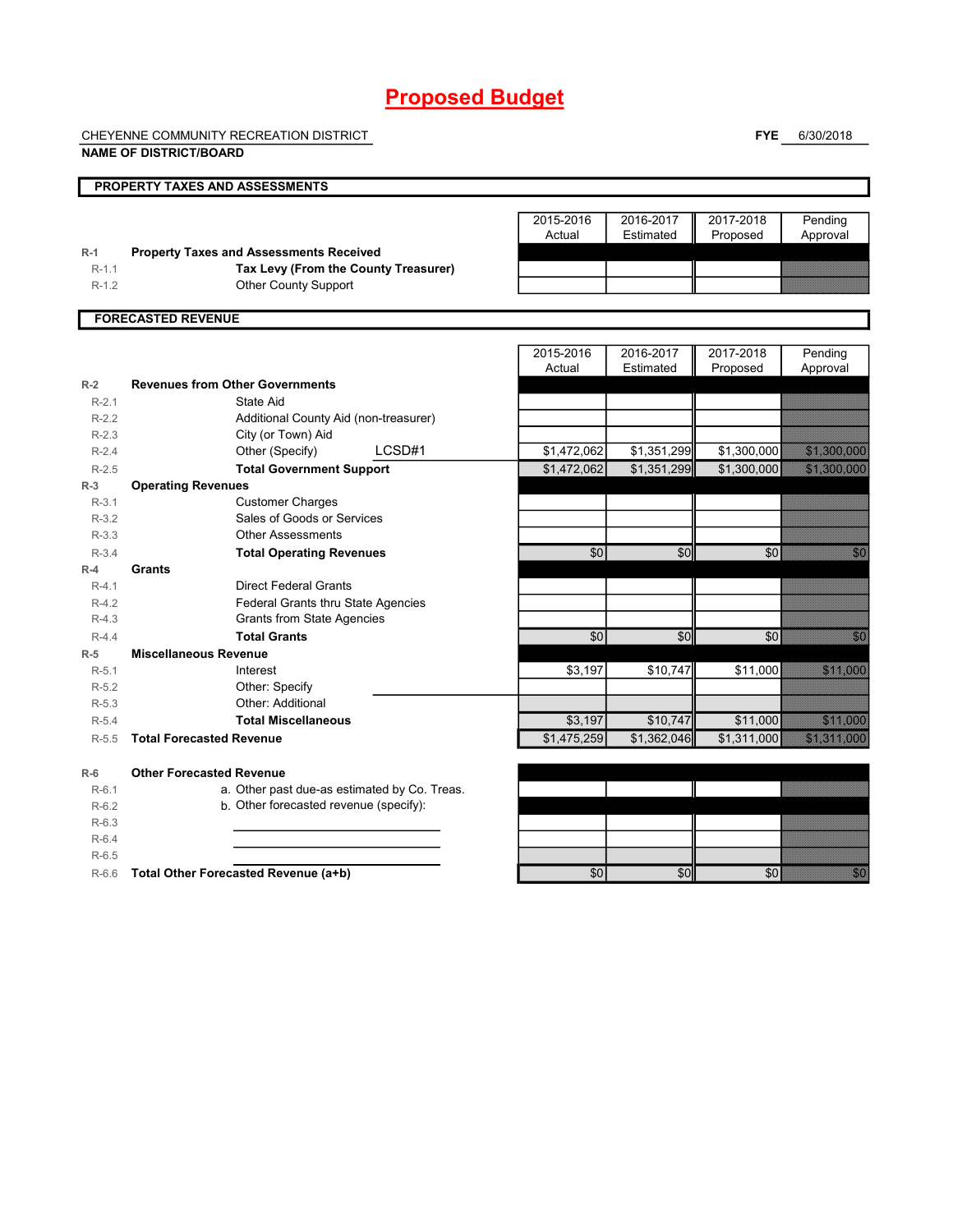# Proposed Budget

CHEYENNE COMMUNITY RECREATION DISTRICT
**NAME OF DISTRICT/BOARD**

**FYE** 6/30/2018

## PROPERTY TAXES AND ASSESSMENTS

| | | 2015-2016 Actual | 2016-2017 Estimated | 2017-2018 Proposed | Pending Approval |
|---|---|---|---|---|---|
| R-1 | **Property Taxes and Assessments Received** | | | | |
| R-1.1 | **Tax Levy (From the County Treasurer)** | | | | |
| R-1.2 | Other County Support | | | | |

## FORECASTED REVENUE

| | | 2015-2016 Actual | 2016-2017 Estimated | 2017-2018 Proposed | Pending Approval |
|---|---|---|---|---|---|
| R-2 | **Revenues from Other Governments** | | | | |
| R-2.1 | State Aid | | | | |
| R-2.2 | Additional County Aid (non-treasurer) | | | | |
| R-2.3 | City (or Town) Aid | | | | |
| R-2.4 | Other (Specify) LCSD#1 | $1,472,062 | $1,351,299 | $1,300,000 | $1,300,000 |
| R-2.5 | **Total Government Support** | $1,472,062 | $1,351,299 | $1,300,000 | $1,300,000 |
| R-3 | **Operating Revenues** | | | | |
| R-3.1 | Customer Charges | | | | |
| R-3.2 | Sales of Goods or Services | | | | |
| R-3.3 | Other Assessments | | | | |
| R-3.4 | **Total Operating Revenues** | $0 | $0 | $0 | $0 |
| R-4 | **Grants** | | | | |
| R-4.1 | Direct Federal Grants | | | | |
| R-4.2 | Federal Grants thru State Agencies | | | | |
| R-4.3 | Grants from State Agencies | | | | |
| R-4.4 | **Total Grants** | $0 | $0 | $0 | $0 |
| R-5 | **Miscellaneous Revenue** | | | | |
| R-5.1 | Interest | $3,197 | $10,747 | $11,000 | $11,000 |
| R-5.2 | Other: Specify | | | | |
| R-5.3 | Other: Additional | | | | |
| R-5.4 | **Total Miscellaneous** | $3,197 | $10,747 | $11,000 | $11,000 |
| R-5.5 | **Total Forecasted Revenue** | $1,475,259 | $1,362,046 | $1,311,000 | $1,311,000 |
| R-6 | **Other Forecasted Revenue** | | | | |
| R-6.1 | a. Other past due-as estimated by Co. Treas. | | | | |
| R-6.2 | b. Other forecasted revenue (specify): | | | | |
| R-6.3 | | | | | |
| R-6.4 | | | | | |
| R-6.5 | | | | | |
| R-6.6 | **Total Other Forecasted Revenue (a+b)** | $0 | $0 | $0 | $0 |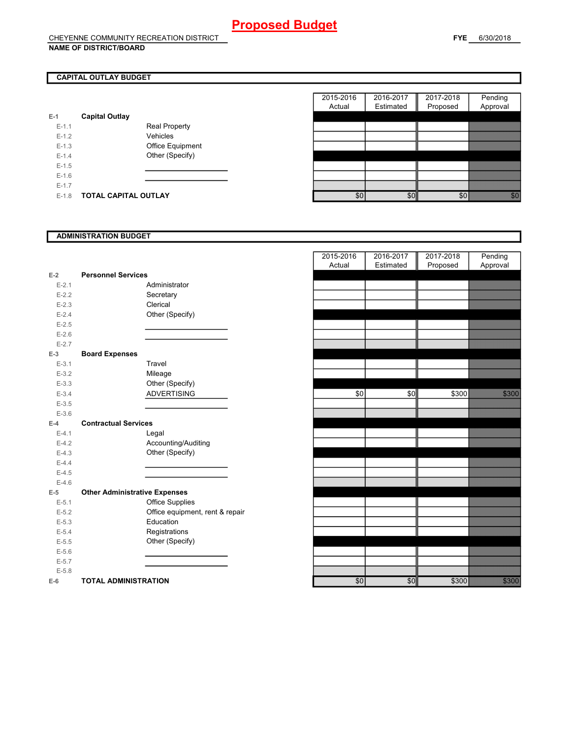# Proposed Budget

CHEYENNE COMMUNITY RECREATION DISTRICT
**NAME OF DISTRICT/BOARD**

**FYE** 6/30/2018

## CAPITAL OUTLAY BUDGET

| | | | 2015-2016 Actual | 2016-2017 Estimated | 2017-2018 Proposed | Pending Approval |
|---|---|---|---|---|---|---|
| E-1 | **Capital Outlay** | | | | | |
| E-1.1 | | Real Property | | | | |
| E-1.2 | | Vehicles | | | | |
| E-1.3 | | Office Equipment | | | | |
| E-1.4 | | Other (Specify) | | | | |
| E-1.5 | | | | | | |
| E-1.6 | | | | | | |
| E-1.7 | | | | | | |
| E-1.8 | **TOTAL CAPITAL OUTLAY** | | $0 | $0 | $0 | $0 |

## ADMINISTRATION BUDGET

| | | | 2015-2016 Actual | 2016-2017 Estimated | 2017-2018 Proposed | Pending Approval |
|---|---|---|---|---|---|---|
| E-2 | **Personnel Services** | | | | | |
| E-2.1 | | Administrator | | | | |
| E-2.2 | | Secretary | | | | |
| E-2.3 | | Clerical | | | | |
| E-2.4 | | Other (Specify) | | | | |
| E-2.5 | | | | | | |
| E-2.6 | | | | | | |
| E-2.7 | | | | | | |
| E-3 | **Board Expenses** | | | | | |
| E-3.1 | | Travel | | | | |
| E-3.2 | | Mileage | | | | |
| E-3.3 | | Other (Specify) | | | | |
| E-3.4 | | ADVERTISING | $0 | $0 | $300 | $300 |
| E-3.5 | | | | | | |
| E-3.6 | | | | | | |
| E-4 | **Contractual Services** | | | | | |
| E-4.1 | | Legal | | | | |
| E-4.2 | | Accounting/Auditing | | | | |
| E-4.3 | | Other (Specify) | | | | |
| E-4.4 | | | | | | |
| E-4.5 | | | | | | |
| E-4.6 | | | | | | |
| E-5 | **Other Administrative Expenses** | | | | | |
| E-5.1 | | Office Supplies | | | | |
| E-5.2 | | Office equipment, rent & repair | | | | |
| E-5.3 | | Education | | | | |
| E-5.4 | | Registrations | | | | |
| E-5.5 | | Other (Specify) | | | | |
| E-5.6 | | | | | | |
| E-5.7 | | | | | | |
| E-5.8 | | | | | | |
| E-6 | **TOTAL ADMINISTRATION** | | $0 | $0 | $300 | $300 |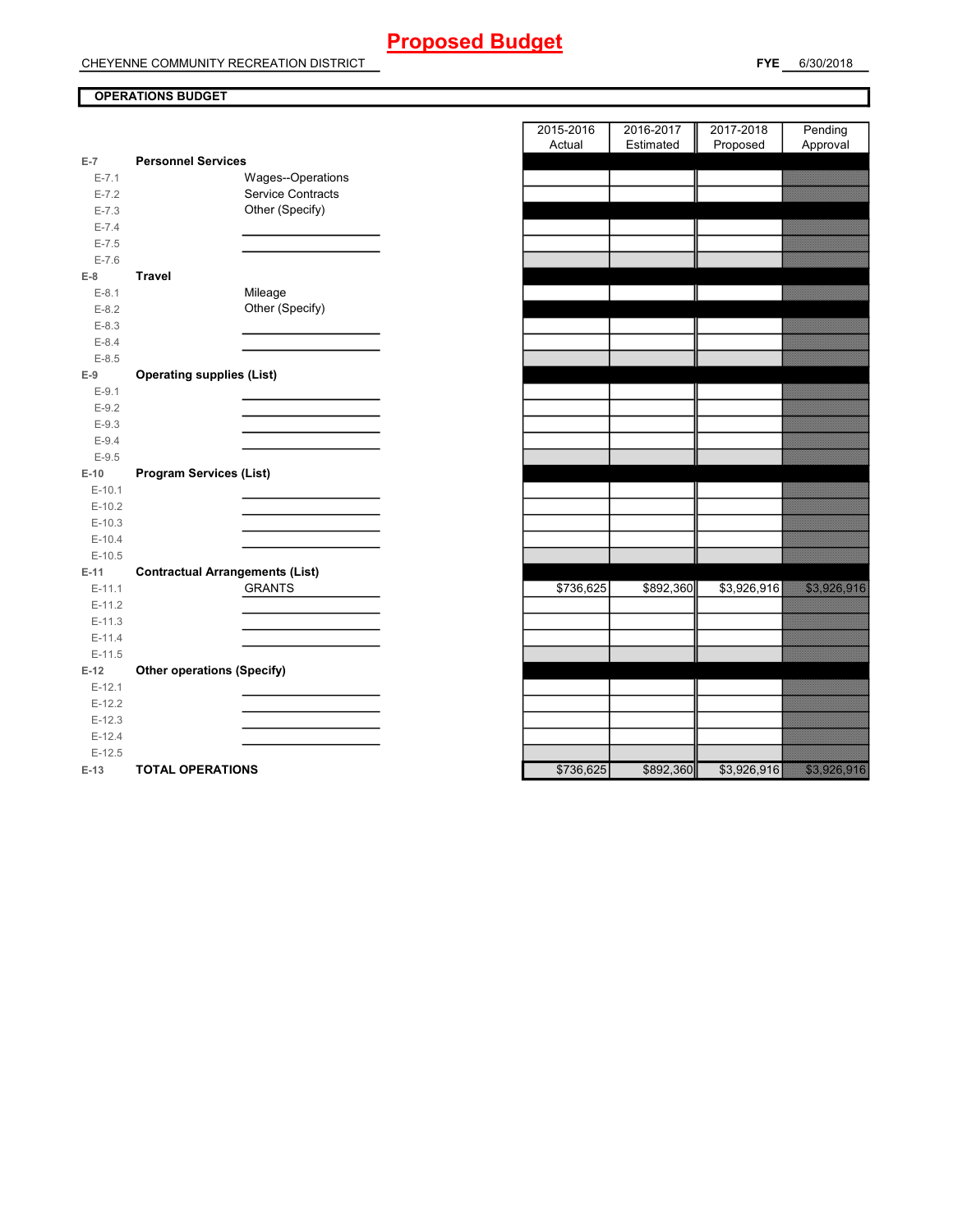# Proposed Budget

CHEYENNE COMMUNITY RECREATION DISTRICT

**FYE** 6/30/2018

**OPERATIONS BUDGET**

| | | 2015-2016 Actual | 2016-2017 Estimated | 2017-2018 Proposed | Pending Approval |
|---|---|---|---|---|---|
| E-7 | **Personnel Services** | | | | |
| E-7.1 | Wages--Operations | | | | |
| E-7.2 | Service Contracts | | | | |
| E-7.3 | Other (Specify) | | | | |
| E-7.4 | | | | | |
| E-7.5 | | | | | |
| E-7.6 | | | | | |
| E-8 | **Travel** | | | | |
| E-8.1 | Mileage | | | | |
| E-8.2 | Other (Specify) | | | | |
| E-8.3 | | | | | |
| E-8.4 | | | | | |
| E-8.5 | | | | | |
| E-9 | **Operating supplies (List)** | | | | |
| E-9.1 | | | | | |
| E-9.2 | | | | | |
| E-9.3 | | | | | |
| E-9.4 | | | | | |
| E-9.5 | | | | | |
| E-10 | **Program Services (List)** | | | | |
| E-10.1 | | | | | |
| E-10.2 | | | | | |
| E-10.3 | | | | | |
| E-10.4 | | | | | |
| E-10.5 | | | | | |
| E-11 | **Contractual Arrangements (List)** | | | | |
| E-11.1 | GRANTS | $736,625 | $892,360 | $3,926,916 | $3,926,916 |
| E-11.2 | | | | | |
| E-11.3 | | | | | |
| E-11.4 | | | | | |
| E-11.5 | | | | | |
| E-12 | **Other operations (Specify)** | | | | |
| E-12.1 | | | | | |
| E-12.2 | | | | | |
| E-12.3 | | | | | |
| E-12.4 | | | | | |
| E-12.5 | | | | | |
| E-13 | **TOTAL OPERATIONS** | $736,625 | $892,360 | $3,926,916 | $3,926,916 |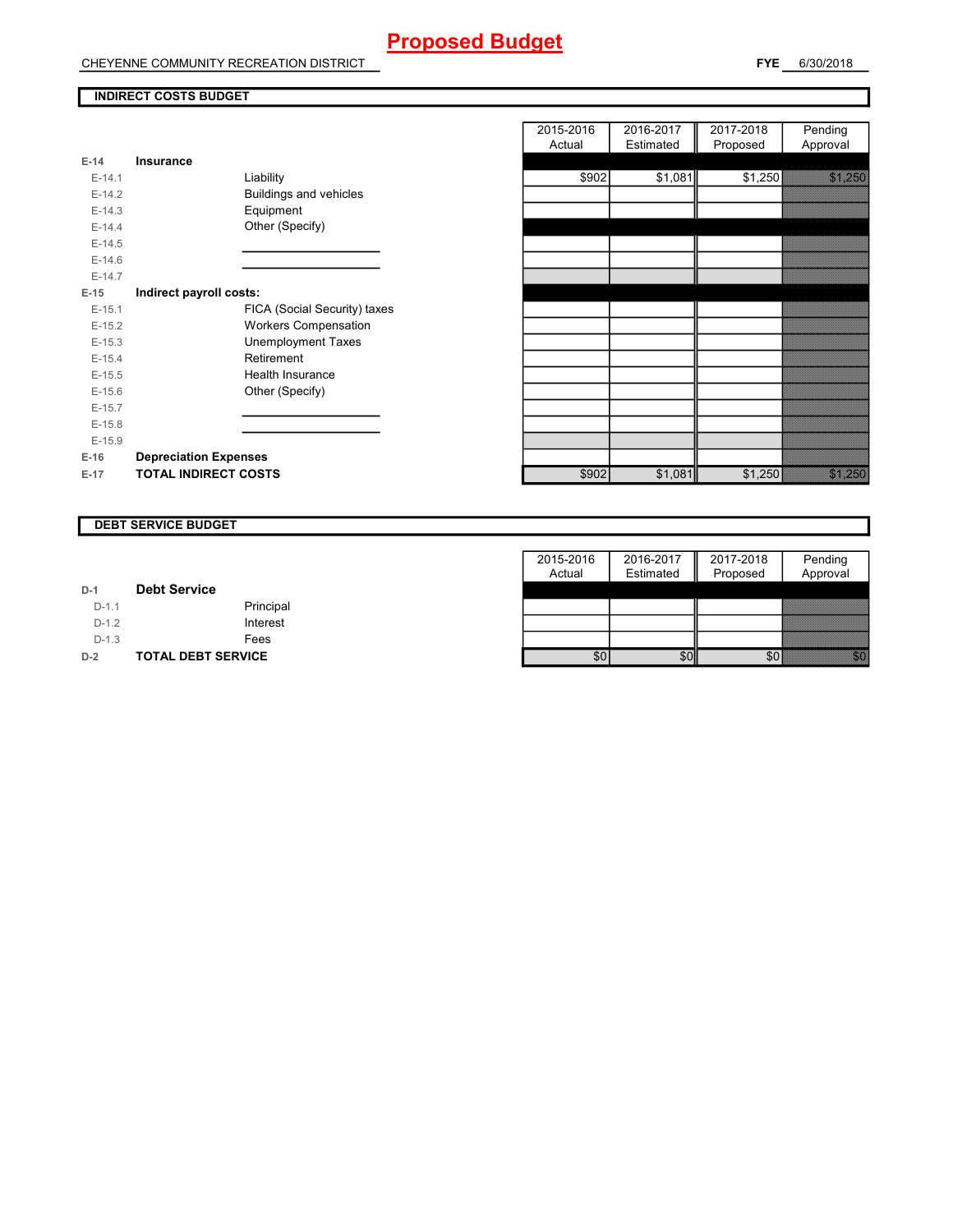# Proposed Budget

CHEYENNE COMMUNITY RECREATION DISTRICT

**FYE** 6/30/2018

**INDIRECT COSTS BUDGET**

| | | | 2015-2016 Actual | 2016-2017 Estimated | 2017-2018 Proposed | Pending Approval |
|---|---|---|---|---|---|---|
| **E-14** | **Insurance** | | | | | |
| E-14.1 | | Liability | $902 | $1,081 | $1,250 | $1,250 |
| E-14.2 | | Buildings and vehicles | | | | |
| E-14.3 | | Equipment | | | | |
| E-14.4 | | Other (Specify) | | | | |
| E-14.5 | | | | | | |
| E-14.6 | | | | | | |
| E-14.7 | | | | | | |
| **E-15** | **Indirect payroll costs:** | | | | | |
| E-15.1 | | FICA (Social Security) taxes | | | | |
| E-15.2 | | Workers Compensation | | | | |
| E-15.3 | | Unemployment Taxes | | | | |
| E-15.4 | | Retirement | | | | |
| E-15.5 | | Health Insurance | | | | |
| E-15.6 | | Other (Specify) | | | | |
| E-15.7 | | | | | | |
| E-15.8 | | | | | | |
| E-15.9 | | | | | | |
| **E-16** | **Depreciation Expenses** | | | | | |
| **E-17** | **TOTAL INDIRECT COSTS** | | $902 | $1,081 | $1,250 | $1,250 |

**DEBT SERVICE BUDGET**

| | | | 2015-2016 Actual | 2016-2017 Estimated | 2017-2018 Proposed | Pending Approval |
|---|---|---|---|---|---|---|
| **D-1** | **Debt Service** | | | | | |
| D-1.1 | | Principal | | | | |
| D-1.2 | | Interest | | | | |
| D-1.3 | | Fees | | | | |
| **D-2** | **TOTAL DEBT SERVICE** | | $0 | $0 | $0 | $0 |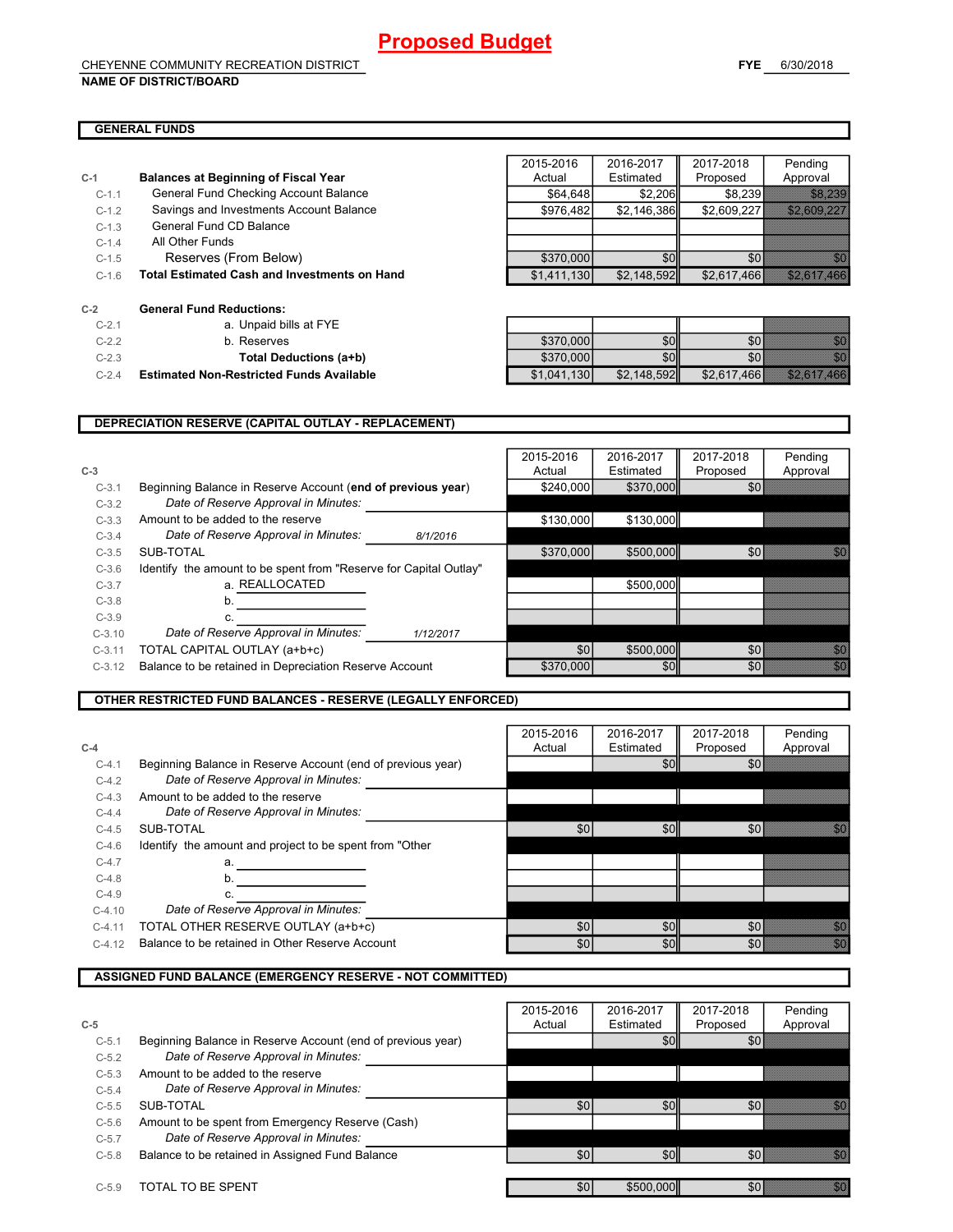# Proposed Budget

CHEYENNE COMMUNITY RECREATION DISTRICT

**NAME OF DISTRICT/BOARD**

**FYE** 6/30/2018

## GENERAL FUNDS

| | | 2015-2016 Actual | 2016-2017 Estimated | 2017-2018 Proposed | Pending Approval |
|---|---|---|---|---|---|
| C-1 | **Balances at Beginning of Fiscal Year** | | | | |
| C-1.1 | General Fund Checking Account Balance | $64,648 | $2,206 | $8,239 | $8,239 |
| C-1.2 | Savings and Investments Account Balance | $976,482 | $2,146,386 | $2,609,227 | $2,609,227 |
| C-1.3 | General Fund CD Balance | | | | |
| C-1.4 | All Other Funds | | | | |
| C-1.5 | Reserves (From Below) | $370,000 | $0 | $0 | $0 |
| C-1.6 | **Total Estimated Cash and Investments on Hand** | $1,411,130 | $2,148,592 | $2,617,466 | $2,617,466 |
| C-2 | **General Fund Reductions:** | | | | |
| C-2.1 | a. Unpaid bills at FYE | | | | |
| C-2.2 | b. Reserves | $370,000 | $0 | $0 | $0 |
| C-2.3 | **Total Deductions (a+b)** | $370,000 | $0 | $0 | $0 |
| C-2.4 | **Estimated Non-Restricted Funds Available** | $1,041,130 | $2,148,592 | $2,617,466 | $2,617,466 |

## DEPRECIATION RESERVE (CAPITAL OUTLAY - REPLACEMENT)

| | | 2015-2016 Actual | 2016-2017 Estimated | 2017-2018 Proposed | Pending Approval |
|---|---|---|---|---|---|
| C-3 | | | | | |
| C-3.1 | Beginning Balance in Reserve Account (**end of previous year**) | $240,000 | $370,000 | $0 | |
| C-3.2 | *Date of Reserve Approval in Minutes:* | | | | |
| C-3.3 | Amount to be added to the reserve | $130,000 | $130,000 | | |
| C-3.4 | *Date of Reserve Approval in Minutes:* 8/1/2016 | | | | |
| C-3.5 | SUB-TOTAL | $370,000 | $500,000 | $0 | $0 |
| C-3.6 | Identify the amount to be spent from "Reserve for Capital Outlay" | | | | |
| C-3.7 | a. REALLOCATED | | $500,000 | | |
| C-3.8 | b. | | | | |
| C-3.9 | c. | | | | |
| C-3.10 | *Date of Reserve Approval in Minutes:* 1/12/2017 | | | | |
| C-3.11 | TOTAL CAPITAL OUTLAY (a+b+c) | $0 | $500,000 | $0 | $0 |
| C-3.12 | Balance to be retained in Depreciation Reserve Account | $370,000 | $0 | $0 | $0 |

## OTHER RESTRICTED FUND BALANCES - RESERVE (LEGALLY ENFORCED)

| | | 2015-2016 Actual | 2016-2017 Estimated | 2017-2018 Proposed | Pending Approval |
|---|---|---|---|---|---|
| C-4 | | | | | |
| C-4.1 | Beginning Balance in Reserve Account (end of previous year) | | $0 | $0 | |
| C-4.2 | *Date of Reserve Approval in Minutes:* | | | | |
| C-4.3 | Amount to be added to the reserve | | | | |
| C-4.4 | *Date of Reserve Approval in Minutes:* | | | | |
| C-4.5 | SUB-TOTAL | $0 | $0 | $0 | $0 |
| C-4.6 | Identify the amount and project to be spent from "Other | | | | |
| C-4.7 | a. | | | | |
| C-4.8 | b. | | | | |
| C-4.9 | c. | | | | |
| C-4.10 | *Date of Reserve Approval in Minutes:* | | | | |
| C-4.11 | TOTAL OTHER RESERVE OUTLAY (a+b+c) | $0 | $0 | $0 | $0 |
| C-4.12 | Balance to be retained in Other Reserve Account | $0 | $0 | $0 | $0 |

## ASSIGNED FUND BALANCE (EMERGENCY RESERVE - NOT COMMITTED)

| | | 2015-2016 Actual | 2016-2017 Estimated | 2017-2018 Proposed | Pending Approval |
|---|---|---|---|---|---|
| C-5 | | | | | |
| C-5.1 | Beginning Balance in Reserve Account (end of previous year) | | $0 | $0 | |
| C-5.2 | *Date of Reserve Approval in Minutes:* | | | | |
| C-5.3 | Amount to be added to the reserve | | | | |
| C-5.4 | *Date of Reserve Approval in Minutes:* | | | | |
| C-5.5 | SUB-TOTAL | $0 | $0 | $0 | $0 |
| C-5.6 | Amount to be spent from Emergency Reserve (Cash) | | | | |
| C-5.7 | *Date of Reserve Approval in Minutes:* | | | | |
| C-5.8 | Balance to be retained in Assigned Fund Balance | $0 | $0 | $0 | $0 |
| C-5.9 | TOTAL TO BE SPENT | $0 | $500,000 | $0 | $0 |